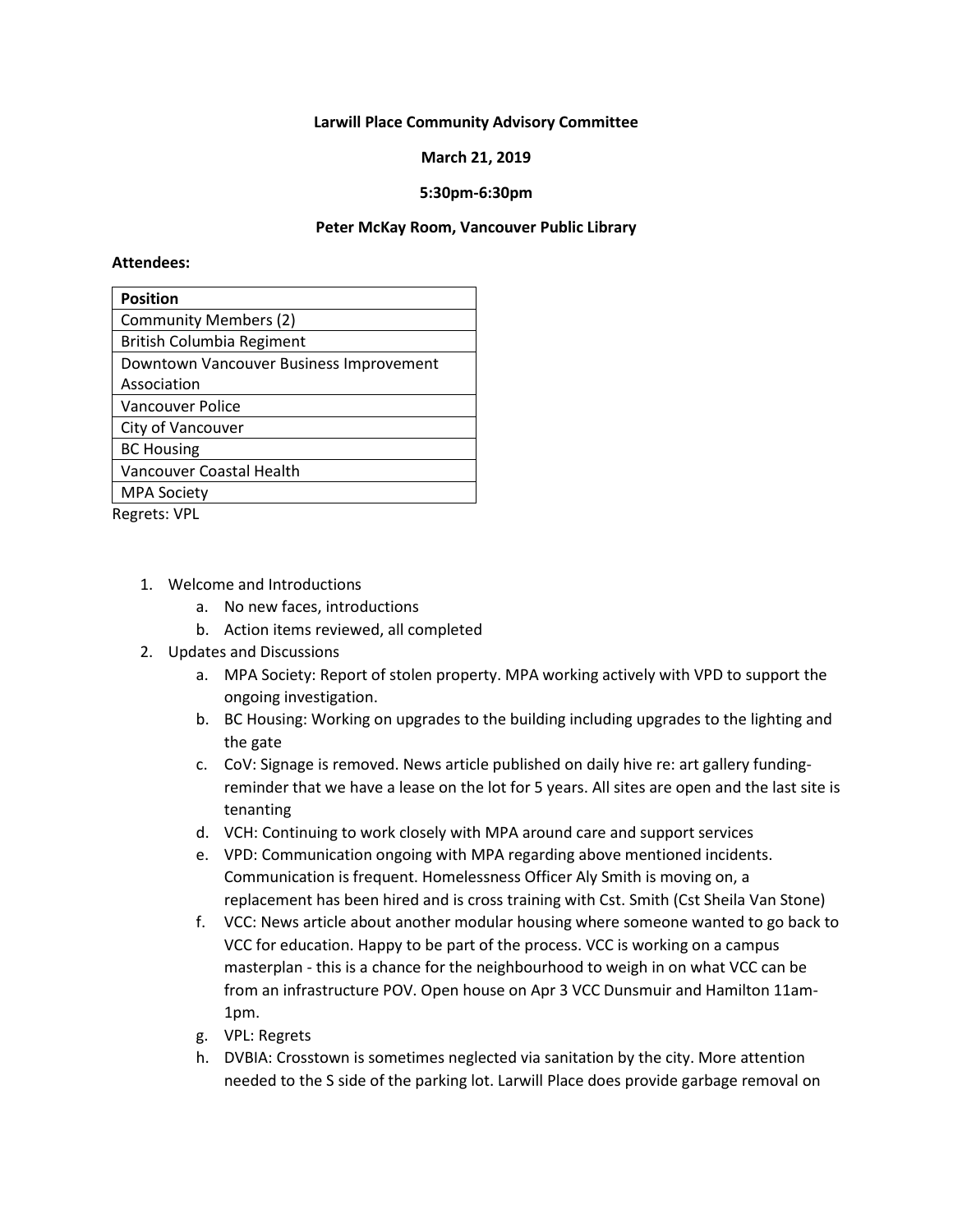**Larwill Place Community Advisory Committee**

**March 21, 2019**

**5:30pm-6:30pm**

**Peter McKay Room, Vancouver Public Library**

**Attendees:**

| **Position** |
|---|
| Community Members (2) |
| British Columbia Regiment |
| Downtown Vancouver Business Improvement Association |
| Vancouver Police |
| City of Vancouver |
| BC Housing |
| Vancouver Coastal Health |
| MPA Society |

Regrets: VPL

1. Welcome and Introductions
   a. No new faces, introductions
   b. Action items reviewed, all completed
2. Updates and Discussions
   a. MPA Society: Report of stolen property. MPA working actively with VPD to support the ongoing investigation.
   b. BC Housing: Working on upgrades to the building including upgrades to the lighting and the gate
   c. CoV: Signage is removed. News article published on daily hive re: art gallery funding- reminder that we have a lease on the lot for 5 years. All sites are open and the last site is tenanting
   d. VCH: Continuing to work closely with MPA around care and support services
   e. VPD: Communication ongoing with MPA regarding above mentioned incidents. Communication is frequent. Homelessness Officer Aly Smith is moving on, a replacement has been hired and is cross training with Cst. Smith (Cst Sheila Van Stone)
   f. VCC: News article about another modular housing where someone wanted to go back to VCC for education. Happy to be part of the process. VCC is working on a campus masterplan - this is a chance for the neighbourhood to weigh in on what VCC can be from an infrastructure POV. Open house on Apr 3 VCC Dunsmuir and Hamilton 11am-1pm.
   g. VPL: Regrets
   h. DVBIA: Crosstown is sometimes neglected via sanitation by the city. More attention needed to the S side of the parking lot. Larwill Place does provide garbage removal on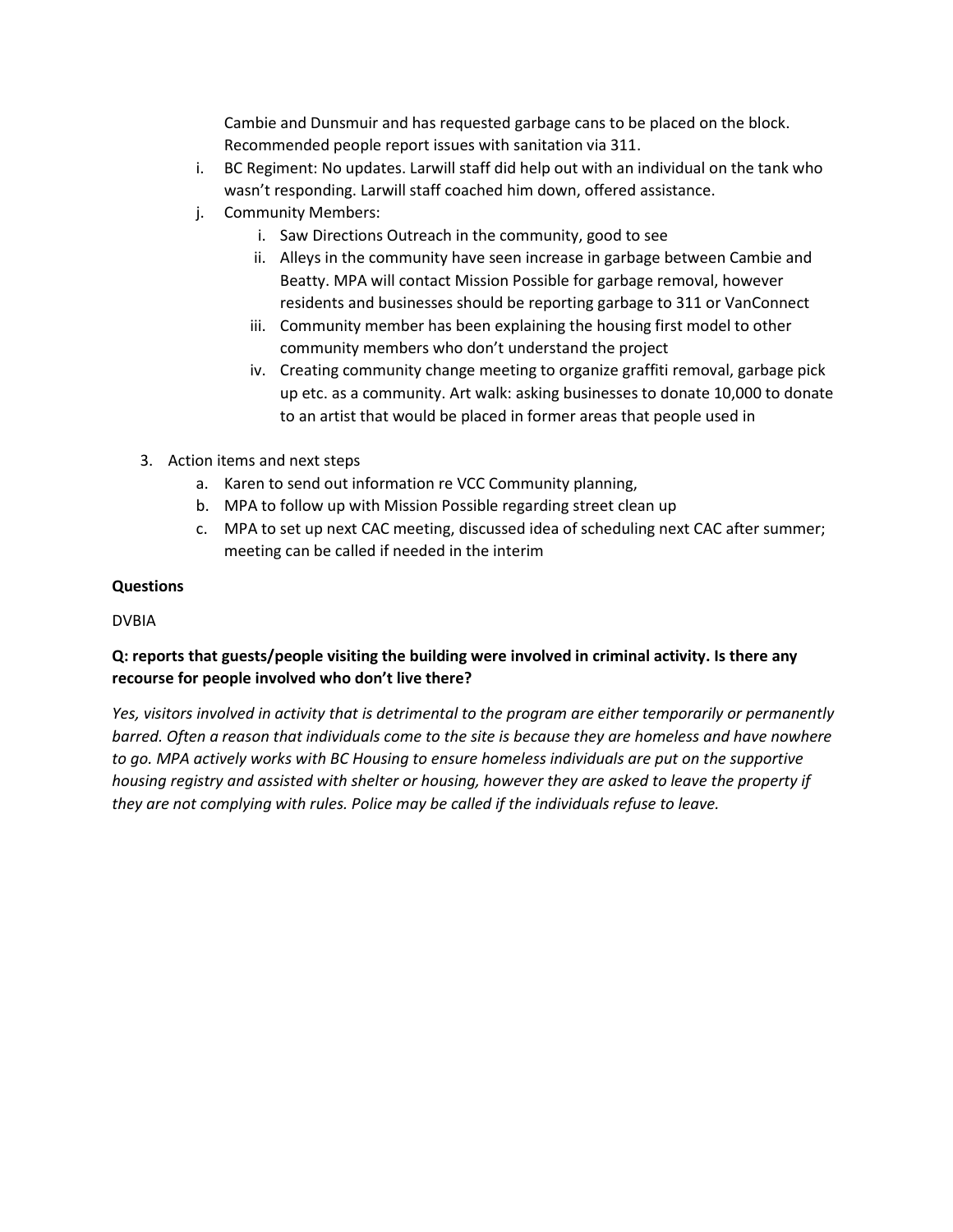Cambie and Dunsmuir and has requested garbage cans to be placed on the block. Recommended people report issues with sanitation via 311.

i. BC Regiment: No updates. Larwill staff did help out with an individual on the tank who wasn't responding. Larwill staff coached him down, offered assistance.

j. Community Members:
   - i. Saw Directions Outreach in the community, good to see
   - ii. Alleys in the community have seen increase in garbage between Cambie and Beatty. MPA will contact Mission Possible for garbage removal, however residents and businesses should be reporting garbage to 311 or VanConnect
   - iii. Community member has been explaining the housing first model to other community members who don't understand the project
   - iv. Creating community change meeting to organize graffiti removal, garbage pick up etc. as a community. Art walk: asking businesses to donate 10,000 to donate to an artist that would be placed in former areas that people used in

3. Action items and next steps
   - a. Karen to send out information re VCC Community planning,
   - b. MPA to follow up with Mission Possible regarding street clean up
   - c. MPA to set up next CAC meeting, discussed idea of scheduling next CAC after summer; meeting can be called if needed in the interim

**Questions**

DVBIA

**Q: reports that guests/people visiting the building were involved in criminal activity. Is there any recourse for people involved who don't live there?**

*Yes, visitors involved in activity that is detrimental to the program are either temporarily or permanently barred. Often a reason that individuals come to the site is because they are homeless and have nowhere to go. MPA actively works with BC Housing to ensure homeless individuals are put on the supportive housing registry and assisted with shelter or housing, however they are asked to leave the property if they are not complying with rules. Police may be called if the individuals refuse to leave.*